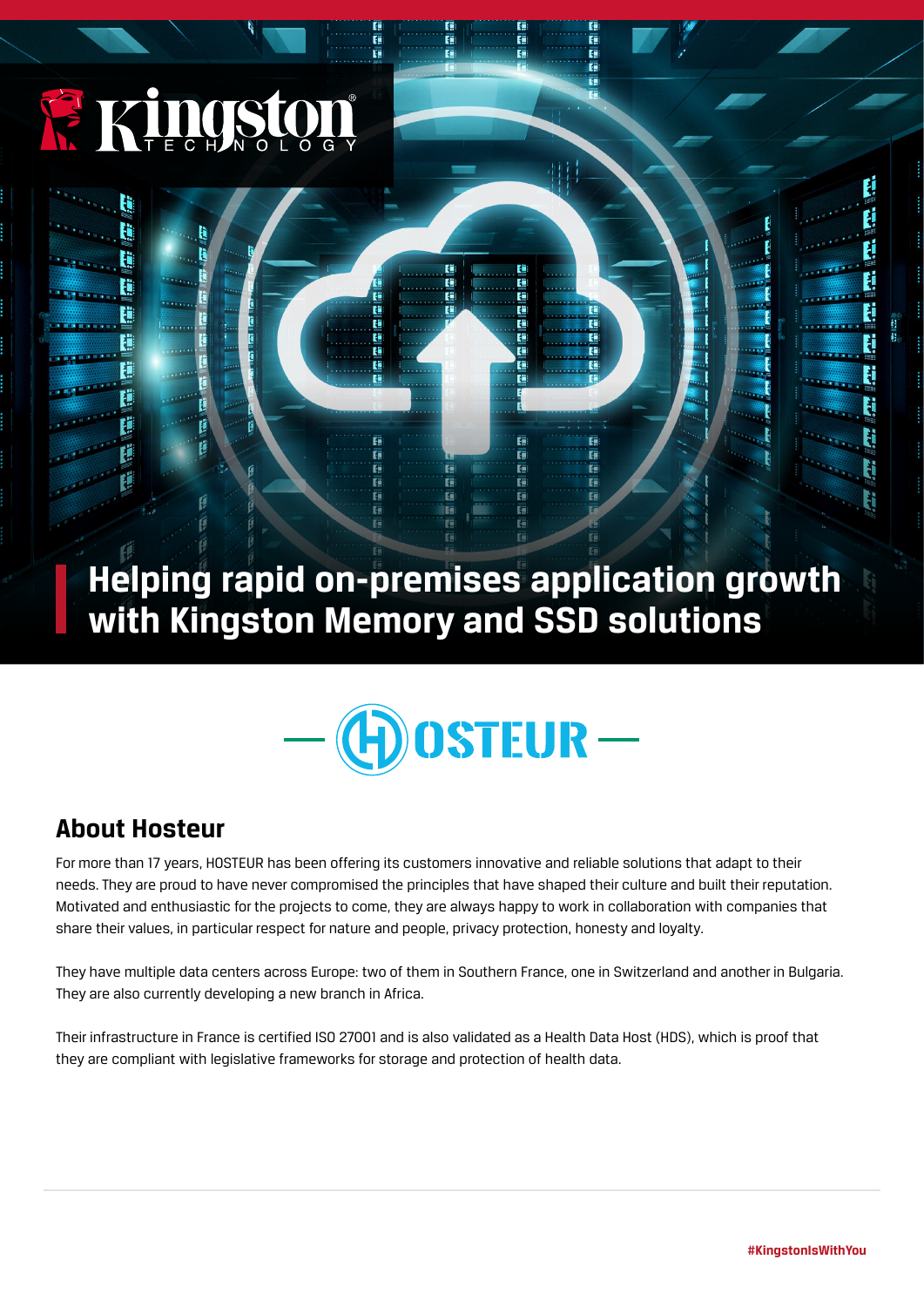# Helping rapid on-premises application growth with Kingston Memory and SSD solutions

## About Hosteur

For more than 17 years, HOSTEUR has been offering its customers innovative and reliable solutions that adapt to their needs. They are proud to have never compromised the principles that have shaped their culture and built their reputation. Motivated and enthusiastic for the projects to come, they are always happy to work in collaboration with companies that share their values, in particular respect for nature and people, privacy protection, honesty and loyalty.

They have multiple data centers across Europe: two of them in Southern France, one in Switzerland and another in Bulgaria. They are also currently developing a new branch in Africa.

Their infrastructure in France is certified ISO 27001 and is also validated as a Health Data Host (HDS), which is proof that they are compliant with legislative frameworks for storage and protection of health data.

#KingstonIsWithYou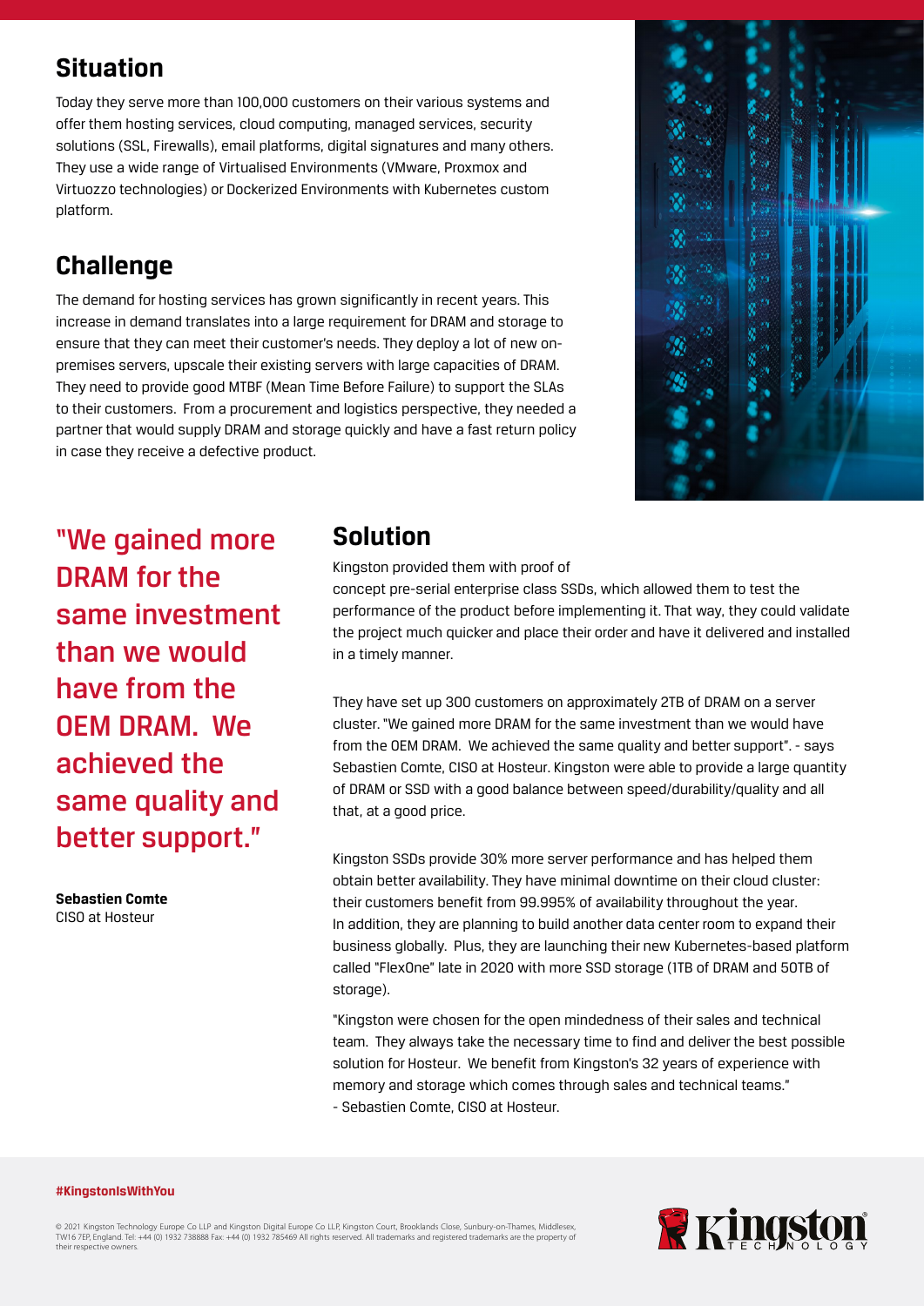## Situation

Today they serve more than 100,000 customers on their various systems and offer them hosting services, cloud computing, managed services, security solutions (SSL, Firewalls), email platforms, digital signatures and many others. They use a wide range of Virtualised Environments (VMware, Proxmox and Virtuozzo technologies) or Dockerized Environments with Kubernetes custom platform.

## Challenge

The demand for hosting services has grown significantly in recent years. This increase in demand translates into a large requirement for DRAM and storage to ensure that they can meet their customer's needs. They deploy a lot of new on-premises servers, upscale their existing servers with large capacities of DRAM. They need to provide good MTBF (Mean Time Before Failure) to support the SLAs to their customers. From a procurement and logistics perspective, they needed a partner that would supply DRAM and storage quickly and have a fast return policy in case they receive a defective product.

"We gained more DRAM for the same investment than we would have from the OEM DRAM. We achieved the same quality and better support."

**Sebastien Comte**
CISO at Hosteur

## Solution

Kingston provided them with proof of concept pre-serial enterprise class SSDs, which allowed them to test the performance of the product before implementing it. That way, they could validate the project much quicker and place their order and have it delivered and installed in a timely manner.

They have set up 300 customers on approximately 2TB of DRAM on a server cluster. "We gained more DRAM for the same investment than we would have from the OEM DRAM. We achieved the same quality and better support". - says Sebastien Comte, CISO at Hosteur. Kingston were able to provide a large quantity of DRAM or SSD with a good balance between speed/durability/quality and all that, at a good price.

Kingston SSDs provide 30% more server performance and has helped them obtain better availability. They have minimal downtime on their cloud cluster: their customers benefit from 99.995% of availability throughout the year. In addition, they are planning to build another data center room to expand their business globally. Plus, they are launching their new Kubernetes-based platform called "FlexOne" late in 2020 with more SSD storage (1TB of DRAM and 50TB of storage).

"Kingston were chosen for the open mindedness of their sales and technical team. They always take the necessary time to find and deliver the best possible solution for Hosteur. We benefit from Kingston's 32 years of experience with memory and storage which comes through sales and technical teams."
- Sebastien Comte, CISO at Hosteur.

**#KingstonIsWithYou**

© 2021 Kingston Technology Europe Co LLP and Kingston Digital Europe Co LLP, Kingston Court, Brooklands Close, Sunbury-on-Thames, Middlesex, TW16 7EP, England. Tel: +44 (0) 1932 738888 Fax: +44 (0) 1932 785469 All rights reserved. All trademarks and registered trademarks are the property of their respective owners.